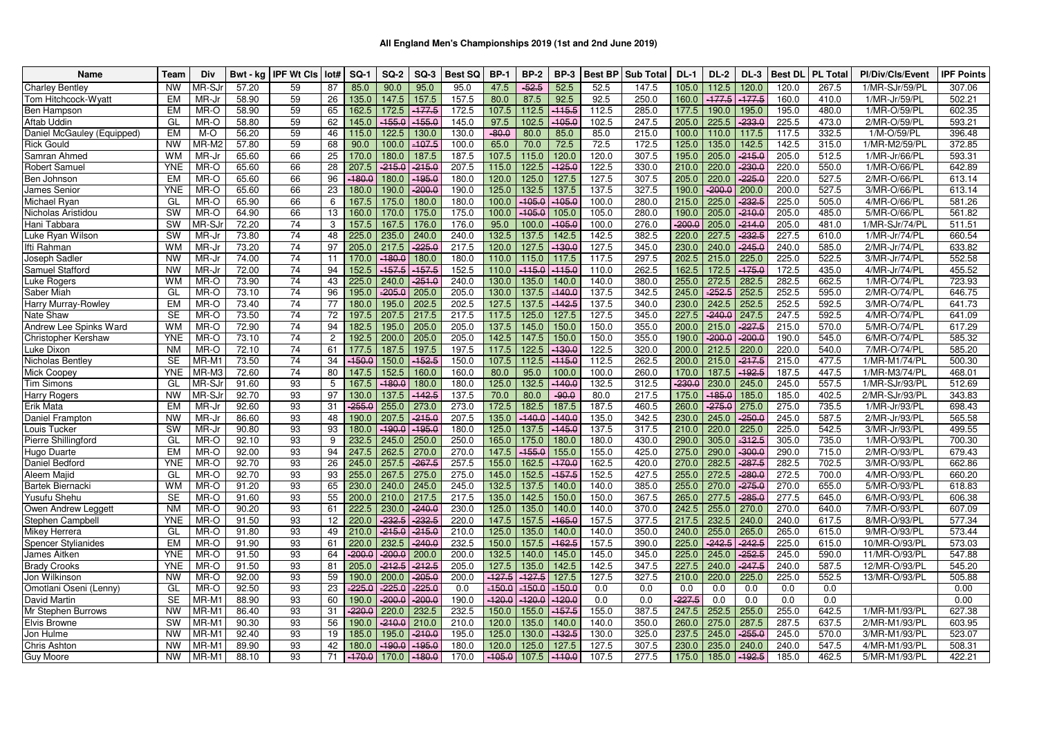# All England Men's Championships 2019 (1st and 2nd June 2019)

| Name | Team | Div | Bwt - kg | IPF Wt Cls | lot# | SQ-1 | SQ-2 | SQ-3 | Best SQ | BP-1 | BP-2 | BP-3 | Best BP | Sub Total | DL-1 | DL-2 | DL-3 | Best DL | PL Total | Pl/Div/Cls/Event | IPF Points |
|---|---|---|---|---|---|---|---|---|---|---|---|---|---|---|---|---|---|---|---|---|---|
| Charley Bentley | NW | MR-SJr | 57.20 | 59 | 87 | 85.0 | 90.0 | 95.0 | 95.0 | 47.5 | -52.5 | 52.5 | 52.5 | 147.5 | 105.0 | 112.5 | 120.0 | 120.0 | 267.5 | 1/MR-SJr/59/PL | 307.06 |
| Tom Hitchcock-Wyatt | EM | MR-Jr | 58.90 | 59 | 26 | 135.0 | 147.5 | 157.5 | 157.5 | 80.0 | 87.5 | 92.5 | 92.5 | 250.0 | 160.0 | -177.5 | -177.5 | 160.0 | 410.0 | 1/MR-Jr/59/PL | 502.21 |
| Ben Hampson | EM | MR-O | 58.90 | 59 | 65 | 162.5 | 172.5 | -177.5 | 172.5 | 107.5 | 112.5 | -115.5 | 112.5 | 285.0 | 177.5 | 190.0 | 195.0 | 195.0 | 480.0 | 1/MR-O/59/PL | 602.35 |
| Aftab Uddin | GL | MR-O | 58.80 | 59 | 62 | 145.0 | -155.0 | -155.0 | 145.0 | 97.5 | 102.5 | -105.0 | 102.5 | 247.5 | 205.0 | 225.5 | -233.0 | 225.5 | 473.0 | 2/MR-O/59/PL | 593.21 |
| Daniel McGauley (Equipped) | EM | M-O | 56.20 | 59 | 46 | 115.0 | 122.5 | 130.0 | 130.0 | -80.0 | 80.0 | 85.0 | 85.0 | 215.0 | 100.0 | 110.0 | 117.5 | 117.5 | 332.5 | 1/M-O/59/PL | 396.48 |
| Rick Gould | NW | MR-M2 | 57.80 | 59 | 68 | 90.0 | 100.0 | -107.5 | 100.0 | 65.0 | 70.0 | 72.5 | 72.5 | 172.5 | 125.0 | 135.0 | 142.5 | 142.5 | 315.0 | 1/MR-M2/59/PL | 372.85 |
| Samran Ahmed | WM | MR-Jr | 65.60 | 66 | 25 | 170.0 | 180.0 | 187.5 | 187.5 | 107.5 | 115.0 | 120.0 | 120.0 | 307.5 | 195.0 | 205.0 | -215.0 | 205.0 | 512.5 | 1/MR-Jr/66/PL | 593.31 |
| Robert Samuel | YNE | MR-O | 65.60 | 66 | 28 | 207.5 | -215.0 | -215.0 | 207.5 | 115.0 | 122.5 | -125.0 | 122.5 | 330.0 | 210.0 | 220.0 | -230.0 | 220.0 | 550.0 | 1/MR-O/66/PL | 642.89 |
| Ben Johnson | EM | MR-O | 65.60 | 66 | 96 | -180.0 | 180.0 | -195.0 | 180.0 | 120.0 | 125.0 | 127.5 | 127.5 | 307.5 | 205.0 | 220.0 | -225.0 | 220.0 | 527.5 | 2/MR-O/66/PL | 613.14 |
| James Senior | YNE | MR-O | 65.60 | 66 | 23 | 180.0 | 190.0 | -200.0 | 190.0 | 125.0 | 132.5 | 137.5 | 137.5 | 327.5 | 190.0 | -200.0 | 200.0 | 200.0 | 527.5 | 3/MR-O/66/PL | 613.14 |
| Michael Ryan | GL | MR-O | 65.90 | 66 | 6 | 167.5 | 175.0 | 180.0 | 180.0 | 100.0 | -105.0 | -105.0 | 100.0 | 280.0 | 215.0 | 225.0 | -232.5 | 225.0 | 505.0 | 4/MR-O/66/PL | 581.26 |
| Nicholas Aristidou | SW | MR-O | 64.90 | 66 | 13 | 160.0 | 170.0 | 175.0 | 175.0 | 100.0 | -105.0 | 105.0 | 105.0 | 280.0 | 190.0 | 205.0 | -210.0 | 205.0 | 485.0 | 5/MR-O/66/PL | 561.82 |
| Hani Tabbara | SW | MR-SJr | 72.20 | 74 | 3 | 157.5 | 167.5 | 176.0 | 176.0 | 95.0 | 100.0 | -105.0 | 100.0 | 276.0 | -200.0 | 205.0 | -214.0 | 205.0 | 481.0 | 1/MR-SJr/74/PL | 511.51 |
| Luke Ryan Wilson | SW | MR-Jr | 73.80 | 74 | 48 | 225.0 | 235.0 | 240.0 | 240.0 | 132.5 | 137.5 | 142.5 | 142.5 | 382.5 | 220.0 | 227.5 | -232.5 | 227.5 | 610.0 | 1/MR-Jr/74/PL | 660.54 |
| Ifti Rahman | WM | MR-Jr | 73.20 | 74 | 97 | 205.0 | 217.5 | -225.0 | 217.5 | 120.0 | 127.5 | -130.0 | 127.5 | 345.0 | 230.0 | 240.0 | -245.0 | 240.0 | 585.0 | 2/MR-Jr/74/PL | 633.82 |
| Joseph Sadler | NW | MR-Jr | 74.00 | 74 | 11 | 170.0 | -180.0 | 180.0 | 180.0 | 110.0 | 115.0 | 117.5 | 117.5 | 297.5 | 202.5 | 215.0 | 225.0 | 225.0 | 522.5 | 3/MR-Jr/74/PL | 552.58 |
| Samuel Stafford | NW | MR-Jr | 72.00 | 74 | 94 | 152.5 | -157.5 | -157.5 | 152.5 | 110.0 | -115.0 | -115.0 | 110.0 | 262.5 | 162.5 | 172.5 | -175.0 | 172.5 | 435.0 | 4/MR-Jr/74/PL | 455.52 |
| Luke Rogers | WM | MR-O | 73.90 | 74 | 43 | 225.0 | 240.0 | -251.0 | 240.0 | 130.0 | 135.0 | 140.0 | 140.0 | 380.0 | 255.0 | 272.5 | 282.5 | 282.5 | 662.5 | 1/MR-O/74/PL | 723.93 |
| Saber Miah | GL | MR-O | 73.10 | 74 | 96 | 195.0 | -205.0 | 205.0 | 205.0 | 130.0 | 137.5 | -140.0 | 137.5 | 342.5 | 245.0 | -252.5 | 252.5 | 252.5 | 595.0 | 2/MR-O/74/PL | 646.75 |
| Harry Murray-Rowley | EM | MR-O | 73.40 | 74 | 77 | 180.0 | 195.0 | 202.5 | 202.5 | 127.5 | 137.5 | -142.5 | 137.5 | 340.0 | 230.0 | 242.5 | 252.5 | 252.5 | 592.5 | 3/MR-O/74/PL | 641.73 |
| Nate Shaw | SE | MR-O | 73.50 | 74 | 72 | 197.5 | 207.5 | 217.5 | 217.5 | 117.5 | 125.0 | 127.5 | 127.5 | 345.0 | 227.5 | -240.0 | 247.5 | 247.5 | 592.5 | 4/MR-O/74/PL | 641.09 |
| Andrew Lee Spinks Ward | WM | MR-O | 72.90 | 74 | 94 | 182.5 | 195.0 | 205.0 | 205.0 | 137.5 | 145.0 | 150.0 | 150.0 | 355.0 | 200.0 | 215.0 | -227.5 | 215.0 | 570.0 | 5/MR-O/74/PL | 617.29 |
| Christopher Kershaw | YNE | MR-O | 73.10 | 74 | 2 | 192.5 | 200.0 | 205.0 | 205.0 | 142.5 | 147.5 | 150.0 | 150.0 | 355.0 | 190.0 | -200.0 | -200.0 | 190.0 | 545.0 | 6/MR-O/74/PL | 585.32 |
| Luke Dixon | NM | MR-O | 72.10 | 74 | 61 | 177.5 | 187.5 | 197.5 | 197.5 | 117.5 | 122.5 | -130.0 | 122.5 | 320.0 | 200.0 | 212.5 | 220.0 | 220.0 | 540.0 | 7/MR-O/74/PL | 585.20 |
| Nicholas Bentley | SE | MR-M1 | 73.50 | 74 | 34 | -150.0 | 150.0 | -152.5 | 150.0 | 107.5 | 112.5 | -115.0 | 112.5 | 262.5 | 200.0 | 215.0 | -217.5 | 215.0 | 477.5 | 1/MR-M1/74/PL | 500.30 |
| Mick Coopey | YNE | MR-M3 | 72.60 | 74 | 80 | 147.5 | 152.5 | 160.0 | 160.0 | 80.0 | 95.0 | 100.0 | 100.0 | 260.0 | 170.0 | 187.5 | -192.5 | 187.5 | 447.5 | 1/MR-M3/74/PL | 468.01 |
| Tim Simons | GL | MR-SJr | 91.60 | 93 | 5 | 167.5 | -180.0 | 180.0 | 180.0 | 125.0 | 132.5 | -140.0 | 132.5 | 312.5 | -230.0 | 230.0 | 245.0 | 245.0 | 557.5 | 1/MR-SJr/93/PL | 512.69 |
| Harry Rogers | NW | MR-SJr | 92.70 | 93 | 97 | 130.0 | 137.5 | -142.5 | 137.5 | 70.0 | 80.0 | -90.0 | 80.0 | 217.5 | 175.0 | -185.0 | 185.0 | 185.0 | 402.5 | 2/MR-SJr/93/PL | 343.83 |
| Erik Mata | EM | MR-Jr | 92.60 | 93 | 31 | -255.0 | 255.0 | 273.0 | 273.0 | 172.5 | 182.5 | 187.5 | 187.5 | 460.5 | 260.0 | -275.0 | 275.0 | 275.0 | 735.5 | 1/MR-Jr/93/PL | 698.43 |
| Daniel Frampton | NW | MR-Jr | 86.60 | 93 | 48 | 190.0 | 207.5 | -215.0 | 207.5 | 135.0 | -140.0 | -140.0 | 135.0 | 342.5 | 230.0 | 245.0 | -250.0 | 245.0 | 587.5 | 2/MR-Jr/93/PL | 565.58 |
| Louis Tucker | SW | MR-Jr | 90.80 | 93 | 93 | 180.0 | -190.0 | -195.0 | 180.0 | 125.0 | 137.5 | -145.0 | 137.5 | 317.5 | 210.0 | 220.0 | 225.0 | 225.0 | 542.5 | 3/MR-Jr/93/PL | 499.55 |
| Pierre Shillingford | GL | MR-O | 92.10 | 93 | 9 | 232.5 | 245.0 | 250.0 | 250.0 | 165.0 | 175.0 | 180.0 | 180.0 | 430.0 | 290.0 | 305.0 | -312.5 | 305.0 | 735.0 | 1/MR-O/93/PL | 700.30 |
| Hugo Duarte | EM | MR-O | 92.00 | 93 | 94 | 247.5 | 262.5 | 270.0 | 270.0 | 147.5 | -155.0 | 155.0 | 155.0 | 425.0 | 275.0 | 290.0 | -300.0 | 290.0 | 715.0 | 2/MR-O/93/PL | 679.43 |
| Daniel Bedford | YNE | MR-O | 92.70 | 93 | 26 | 245.0 | 257.5 | -267.5 | 257.5 | 155.0 | 162.5 | -170.0 | 162.5 | 420.0 | 270.0 | 282.5 | -287.5 | 282.5 | 702.5 | 3/MR-O/93/PL | 662.86 |
| Aleem Majid | GL | MR-O | 92.70 | 93 | 93 | 255.0 | 267.5 | 275.0 | 275.0 | 145.0 | 152.5 | -157.5 | 152.5 | 427.5 | 255.0 | 272.5 | -280.0 | 272.5 | 700.0 | 4/MR-O/93/PL | 660.20 |
| Bartek Biernacki | WM | MR-O | 91.20 | 93 | 65 | 230.0 | 240.0 | 245.0 | 245.0 | 132.5 | 137.5 | 140.0 | 140.0 | 385.0 | 255.0 | 270.0 | -275.0 | 270.0 | 655.0 | 5/MR-O/93/PL | 618.83 |
| Yusufu Shehu | SE | MR-O | 91.60 | 93 | 55 | 200.0 | 210.0 | 217.5 | 217.5 | 135.0 | 142.5 | 150.0 | 150.0 | 367.5 | 265.0 | 277.5 | -285.0 | 277.5 | 645.0 | 6/MR-O/93/PL | 606.38 |
| Owen Andrew Leggett | NM | MR-O | 90.20 | 93 | 61 | 222.5 | 230.0 | -240.0 | 230.0 | 125.0 | 135.0 | 140.0 | 140.0 | 370.0 | 242.5 | 255.0 | 270.0 | 270.0 | 640.0 | 7/MR-O/93/PL | 607.09 |
| Stephen Campbell | YNE | MR-O | 91.50 | 93 | 12 | 220.0 | -232.5 | -232.5 | 220.0 | 147.5 | 157.5 | -165.0 | 157.5 | 377.5 | 217.5 | 232.5 | 240.0 | 240.0 | 617.5 | 8/MR-O/93/PL | 577.34 |
| Mikey Herrera | GL | MR-O | 91.80 | 93 | 49 | 210.0 | -215.0 | -215.0 | 210.0 | 125.0 | 135.0 | 140.0 | 140.0 | 350.0 | 240.0 | 255.0 | 265.0 | 265.0 | 615.0 | 9/MR-O/93/PL | 573.44 |
| Spencer Stylianides | EM | MR-O | 91.90 | 93 | 61 | 220.0 | 232.5 | -240.0 | 232.5 | 150.0 | 157.5 | -162.5 | 157.5 | 390.0 | 225.0 | -242.5 | -242.5 | 225.0 | 615.0 | 10/MR-O/93/PL | 573.03 |
| James Aitken | YNE | MR-O | 91.50 | 93 | 64 | -200.0 | -200.0 | 200.0 | 200.0 | 132.5 | 140.0 | 145.0 | 145.0 | 345.0 | 225.0 | 245.0 | -252.5 | 245.0 | 590.0 | 11/MR-O/93/PL | 547.88 |
| Brady Crooks | YNE | MR-O | 91.50 | 93 | 81 | 205.0 | -212.5 | -212.5 | 205.0 | 127.5 | 135.0 | 142.5 | 142.5 | 347.5 | 227.5 | 240.0 | -247.5 | 240.0 | 587.5 | 12/MR-O/93/PL | 545.20 |
| Jon Wilkinson | NW | MR-O | 92.00 | 93 | 59 | 190.0 | 200.0 | -205.0 | 200.0 | -127.5 | -127.5 | 127.5 | 127.5 | 327.5 | 210.0 | 220.0 | 225.0 | 225.0 | 552.5 | 13/MR-O/93/PL | 505.88 |
| Omotlani Oseni (Lenny) | GL | MR-O | 92.50 | 93 | 23 | -225.0 | -225.0 | -225.0 | 0.0 | -150.0 | -150.0 | -150.0 | 0.0 | 0.0 | 0.0 | 0.0 | 0.0 | 0.0 | 0.0 | | 0.00 |
| David Martin | SE | MR-M1 | 88.90 | 93 | 60 | 190.0 | -200.0 | -200.0 | 190.0 | -120.0 | -120.0 | -120.0 | 0.0 | 0.0 | -227.5 | 0.0 | 0.0 | 0.0 | 0.0 | | 0.00 |
| Mr Stephen Burrows | NW | MR-M1 | 86.40 | 93 | 31 | -220.0 | 220.0 | 232.5 | 232.5 | 150.0 | 155.0 | -157.5 | 155.0 | 387.5 | 247.5 | 252.5 | 255.0 | 255.0 | 642.5 | 1/MR-M1/93/PL | 627.38 |
| Elvis Browne | SW | MR-M1 | 90.30 | 93 | 56 | 190.0 | -210.0 | 210.0 | 210.0 | 120.0 | 135.0 | 140.0 | 140.0 | 350.0 | 260.0 | 275.0 | 287.5 | 287.5 | 637.5 | 2/MR-M1/93/PL | 603.95 |
| Jon Hulme | NW | MR-M1 | 92.40 | 93 | 19 | 185.0 | 195.0 | -210.0 | 195.0 | 125.0 | 130.0 | -132.5 | 130.0 | 325.0 | 237.5 | 245.0 | -255.0 | 245.0 | 570.0 | 3/MR-M1/93/PL | 523.07 |
| Chris Ashton | NW | MR-M1 | 89.90 | 93 | 42 | 180.0 | -190.0 | -195.0 | 180.0 | 120.0 | 125.0 | 127.5 | 127.5 | 307.5 | 230.0 | 235.0 | 240.0 | 240.0 | 547.5 | 4/MR-M1/93/PL | 508.31 |
| Guy Moore | NW | MR-M1 | 88.10 | 93 | 71 | -170.0 | 170.0 | -180.0 | 170.0 | -105.0 | 107.5 | -110.0 | 107.5 | 277.5 | 175.0 | 185.0 | -192.5 | 185.0 | 462.5 | 5/MR-M1/93/PL | 422.21 |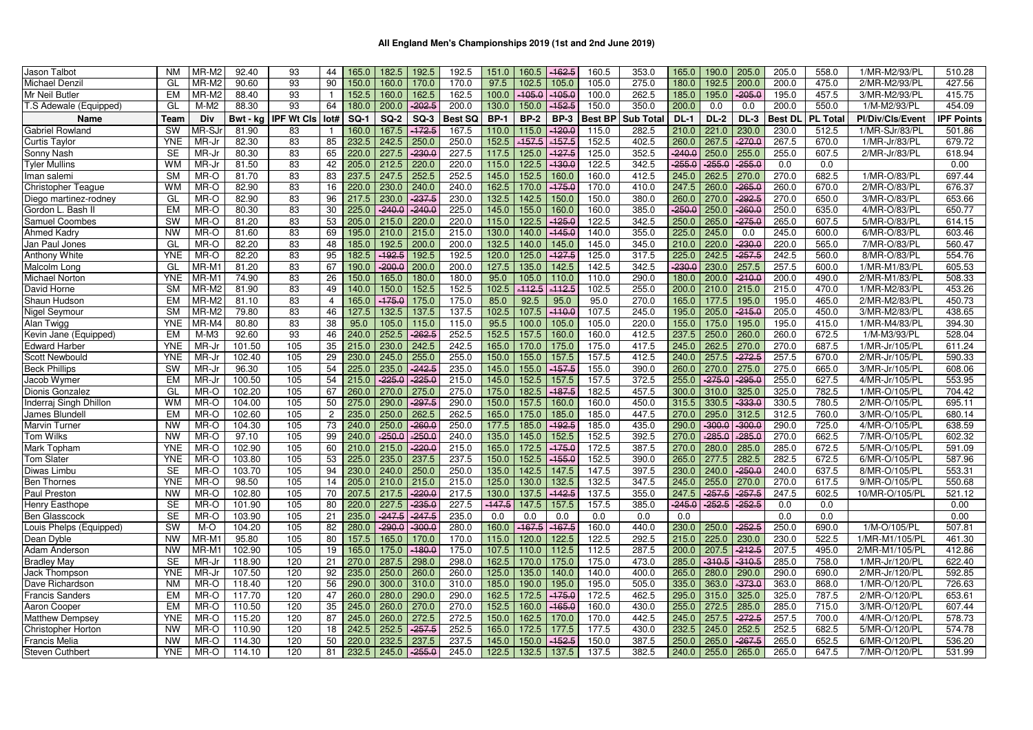# All England Men's Championships 2019 (1st and 2nd June 2019)

| Jason Talbot | NM | MR-M2 | 92.40 | 93 | 44 | 165.0 | 182.5 | 192.5 | 192.5 | 151.0 | 160.5 | -162.5 | 160.5 | 353.0 | 165.0 | 190.0 | 205.0 | 205.0 | 558.0 | 1/MR-M2/93/PL | 510.28 |
|---|---|---|---|---|---|---|---|---|---|---|---|---|---|---|---|---|---|---|---|---|---|
| Michael Denzil | GL | MR-M2 | 90.60 | 93 | 90 | 150.0 | 160.0 | 170.0 | 170.0 | 97.5 | 102.5 | 105.0 | 105.0 | 275.0 | 180.0 | 192.5 | 200.0 | 200.0 | 475.0 | 2/MR-M2/93/PL | 427.56 |
| Mr Neil Butler | EM | MR-M2 | 88.40 | 93 | 1 | 152.5 | 160.0 | 162.5 | 162.5 | 100.0 | -105.0 | -105.0 | 100.0 | 262.5 | 185.0 | 195.0 | -205.0 | 195.0 | 457.5 | 3/MR-M2/93/PL | 415.75 |
| T.S Adewale (Equipped) | GL | M-M2 | 88.30 | 93 | 64 | 180.0 | 200.0 | -202.5 | 200.0 | 130.0 | 150.0 | -152.5 | 150.0 | 350.0 | 200.0 | 0.0 | 0.0 | 200.0 | 550.0 | 1/M-M2/93/PL | 454.09 |
| **Name** | **Team** | **Div** | **Bwt - kg** | **IPF Wt Cls** | **lot#** | **SQ-1** | **SQ-2** | **SQ-3** | **Best SQ** | **BP-1** | **BP-2** | **BP-3** | **Best BP** | **Sub Total** | **DL-1** | **DL-2** | **DL-3** | **Best DL** | **PL Total** | **Pl/Div/Cls/Event** | **IPF Points** |
| Gabriel Rowland | SW | MR-SJr | 81.90 | 83 | 1 | 160.0 | 167.5 | -172.5 | 167.5 | 110.0 | 115.0 | -120.0 | 115.0 | 282.5 | 210.0 | 221.0 | 230.0 | 230.0 | 512.5 | 1/MR-SJr/83/PL | 501.86 |
| Curtis Taylor | YNE | MR-Jr | 82.30 | 83 | 85 | 232.5 | 242.5 | 250.0 | 250.0 | 152.5 | -157.5 | -157.5 | 152.5 | 402.5 | 260.0 | 267.5 | -270.0 | 267.5 | 670.0 | 1/MR-Jr/83/PL | 679.72 |
| Sonny Nash | SE | MR-Jr | 80.30 | 83 | 65 | 220.0 | 227.5 | -230.0 | 227.5 | 117.5 | 125.0 | -127.5 | 125.0 | 352.5 | -240.0 | 250.0 | 255.0 | 255.0 | 607.5 | 2/MR-Jr/83/PL | 618.94 |
| Tyler Mullins | WM | MR-Jr | 81.50 | 83 | 42 | 205.0 | 212.5 | 220.0 | 220.0 | 115.0 | 122.5 | -130.0 | 122.5 | 342.5 | -255.0 | -255.0 | -255.0 | 0.0 | 0.0 | | 0.00 |
| Iman salemi | SM | MR-O | 81.70 | 83 | 83 | 237.5 | 247.5 | 252.5 | 252.5 | 145.0 | 152.5 | 160.0 | 160.0 | 412.5 | 245.0 | 262.5 | 270.0 | 270.0 | 682.5 | 1/MR-O/83/PL | 697.44 |
| Christopher Teague | WM | MR-O | 82.90 | 83 | 16 | 220.0 | 230.0 | 240.0 | 240.0 | 162.5 | 170.0 | -175.0 | 170.0 | 410.0 | 247.5 | 260.0 | -265.0 | 260.0 | 670.0 | 2/MR-O/83/PL | 676.37 |
| Diego martinez-rodney | GL | MR-O | 82.90 | 83 | 96 | 217.5 | 230.0 | -237.5 | 230.0 | 132.5 | 142.5 | 150.0 | 150.0 | 380.0 | 260.0 | 270.0 | -292.5 | 270.0 | 650.0 | 3/MR-O/83/PL | 653.66 |
| Gordon L. Bash II | EM | MR-O | 80.30 | 83 | 30 | 225.0 | -240.0 | -240.0 | 225.0 | 145.0 | 155.0 | 160.0 | 160.0 | 385.0 | -250.0 | 250.0 | -260.0 | 250.0 | 635.0 | 4/MR-O/83/PL | 650.77 |
| Samuel Coombes | SW | MR-O | 81.20 | 83 | 53 | 205.0 | 215.0 | 220.0 | 220.0 | 115.0 | 122.5 | -125.0 | 122.5 | 342.5 | 250.0 | 265.0 | -275.0 | 265.0 | 607.5 | 5/MR-O/83/PL | 614.15 |
| Ahmed Kadry | NW | MR-O | 81.60 | 83 | 69 | 195.0 | 210.0 | 215.0 | 215.0 | 130.0 | 140.0 | -145.0 | 140.0 | 355.0 | 225.0 | 245.0 | 0.0 | 245.0 | 600.0 | 6/MR-O/83/PL | 603.46 |
| Jan Paul Jones | GL | MR-O | 82.20 | 83 | 48 | 185.0 | 192.5 | 200.0 | 200.0 | 132.5 | 140.0 | 145.0 | 145.0 | 345.0 | 210.0 | 220.0 | -230.0 | 220.0 | 565.0 | 7/MR-O/83/PL | 560.47 |
| Anthony White | YNE | MR-O | 82.20 | 83 | 95 | 182.5 | -192.5 | 192.5 | 192.5 | 120.0 | 125.0 | -127.5 | 125.0 | 317.5 | 225.0 | 242.5 | -257.5 | 242.5 | 560.0 | 8/MR-O/83/PL | 554.76 |
| Malcolm Long | GL | MR-M1 | 81.20 | 83 | 67 | 190.0 | -200.0 | 200.0 | 200.0 | 127.5 | 135.0 | 142.5 | 142.5 | 342.5 | -230.0 | 230.0 | 257.5 | 257.5 | 600.0 | 1/MR-M1/83/PL | 605.53 |
| Michael Norton | YNE | MR-M1 | 74.90 | 83 | 26 | 150.0 | 165.0 | 180.0 | 180.0 | 95.0 | 105.0 | 110.0 | 110.0 | 290.0 | 180.0 | 200.0 | -210.0 | 200.0 | 490.0 | 2/MR-M1/83/PL | 508.33 |
| David Horne | SM | MR-M2 | 81.90 | 83 | 49 | 140.0 | 150.0 | 152.5 | 152.5 | 102.5 | -112.5 | -112.5 | 102.5 | 255.0 | 200.0 | 210.0 | 215.0 | 215.0 | 470.0 | 1/MR-M2/83/PL | 453.26 |
| Shaun Hudson | EM | MR-M2 | 81.10 | 83 | 4 | 165.0 | -175.0 | 175.0 | 175.0 | 85.0 | 92.5 | 95.0 | 95.0 | 270.0 | 165.0 | 177.5 | 195.0 | 195.0 | 465.0 | 2/MR-M2/83/PL | 450.73 |
| Nigel Seymour | SM | MR-M2 | 79.80 | 83 | 46 | 127.5 | 132.5 | 137.5 | 137.5 | 102.5 | 107.5 | -110.0 | 107.5 | 245.0 | 195.0 | 205.0 | -215.0 | 205.0 | 450.0 | 3/MR-M2/83/PL | 438.65 |
| Alan Twigg | YNE | MR-M4 | 80.80 | 83 | 38 | 95.0 | 105.0 | 115.0 | 115.0 | 95.5 | 100.0 | 105.0 | 105.0 | 220.0 | 155.0 | 175.0 | 195.0 | 195.0 | 415.0 | 1/MR-M4/83/PL | 394.30 |
| Kevin Jane (Equipped) | EM | M-M3 | 92.60 | 93 | 46 | 240.0 | 252.5 | -262.5 | 252.5 | 152.5 | 157.5 | 160.0 | 160.0 | 412.5 | 237.5 | 250.0 | 260.0 | 260.0 | 672.5 | 1/M-M3/93/PL | 528.04 |
| Edward Harber | YNE | MR-Jr | 101.50 | 105 | 35 | 215.0 | 230.0 | 242.5 | 242.5 | 165.0 | 170.0 | 175.0 | 175.0 | 417.5 | 245.0 | 262.5 | 270.0 | 270.0 | 687.5 | 1/MR-Jr/105/PL | 611.24 |
| Scott Newbould | YNE | MR-Jr | 102.40 | 105 | 29 | 230.0 | 245.0 | 255.0 | 255.0 | 150.0 | 155.0 | 157.5 | 157.5 | 412.5 | 240.0 | 257.5 | -272.5 | 257.5 | 670.0 | 2/MR-Jr/105/PL | 590.33 |
| Beck Phillips | SW | MR-Jr | 96.30 | 105 | 54 | 225.0 | 235.0 | -242.5 | 235.0 | 145.0 | 155.0 | -157.5 | 155.0 | 390.0 | 260.0 | 270.0 | 275.0 | 275.0 | 665.0 | 3/MR-Jr/105/PL | 608.06 |
| Jacob Wymer | EM | MR-Jr | 100.50 | 105 | 54 | 215.0 | -225.0 | -225.0 | 215.0 | 145.0 | 152.5 | 157.5 | 157.5 | 372.5 | 255.0 | -275.0 | -295.0 | 255.0 | 627.5 | 4/MR-Jr/105/PL | 553.95 |
| Dionis Gonzalez | GL | MR-O | 102.20 | 105 | 67 | 260.0 | 270.0 | 275.0 | 275.0 | 175.0 | 182.5 | -187.5 | 182.5 | 457.5 | 300.0 | 310.0 | 325.0 | 325.0 | 782.5 | 1/MR-O/105/PL | 704.42 |
| Inderraj Singh Dhillon | WM | MR-O | 104.00 | 105 | 50 | 275.0 | 290.0 | -297.5 | 290.0 | 150.0 | 157.5 | 160.0 | 160.0 | 450.0 | 315.5 | 330.5 | -333.0 | 330.5 | 780.5 | 2/MR-O/105/PL | 695.11 |
| James Blundell | EM | MR-O | 102.60 | 105 | 2 | 235.0 | 250.0 | 262.5 | 262.5 | 165.0 | 175.0 | 185.0 | 185.0 | 447.5 | 270.0 | 295.0 | 312.5 | 312.5 | 760.0 | 3/MR-O/105/PL | 680.14 |
| Marvin Turner | NW | MR-O | 104.30 | 105 | 73 | 240.0 | 250.0 | -260.0 | 250.0 | 177.5 | 185.0 | -192.5 | 185.0 | 435.0 | 290.0 | -300.0 | -300.0 | 290.0 | 725.0 | 4/MR-O/105/PL | 638.59 |
| Tom Wilks | NW | MR-O | 97.10 | 105 | 99 | 240.0 | -250.0 | -250.0 | 240.0 | 135.0 | 145.0 | 152.5 | 152.5 | 392.5 | 270.0 | -285.0 | -285.0 | 270.0 | 662.5 | 7/MR-O/105/PL | 602.32 |
| Mark Topham | YNE | MR-O | 102.90 | 105 | 60 | 210.0 | 215.0 | -220.0 | 215.0 | 165.0 | 172.5 | -175.0 | 172.5 | 387.5 | 270.0 | 280.0 | 285.0 | 285.0 | 672.5 | 5/MR-O/105/PL | 591.09 |
| Tom Slater | YNE | MR-O | 103.80 | 105 | 53 | 225.0 | 235.0 | 237.5 | 237.5 | 150.0 | 152.5 | -155.0 | 152.5 | 390.0 | 265.0 | 277.5 | 282.5 | 282.5 | 672.5 | 6/MR-O/105/PL | 587.96 |
| Diwas Limbu | SE | MR-O | 103.70 | 105 | 94 | 230.0 | 240.0 | 250.0 | 250.0 | 135.0 | 142.5 | 147.5 | 147.5 | 397.5 | 230.0 | 240.0 | -250.0 | 240.0 | 637.5 | 8/MR-O/105/PL | 553.31 |
| Ben Thornes | YNE | MR-O | 98.50 | 105 | 14 | 205.0 | 210.0 | 215.0 | 215.0 | 125.0 | 130.0 | 132.5 | 132.5 | 347.5 | 245.0 | 255.0 | 270.0 | 270.0 | 617.5 | 9/MR-O/105/PL | 550.68 |
| Paul Preston | NW | MR-O | 102.80 | 105 | 70 | 207.5 | 217.5 | -220.0 | 217.5 | 130.0 | 137.5 | -142.5 | 137.5 | 355.0 | 247.5 | -257.5 | -257.5 | 247.5 | 602.5 | 10/MR-O/105/PL | 521.12 |
| Henry Easthope | SE | MR-O | 101.90 | 105 | 80 | 220.0 | 227.5 | -235.0 | 227.5 | -147.5 | 147.5 | 157.5 | 157.5 | 385.0 | -245.0 | -252.5 | -252.5 | 0.0 | 0.0 | | 0.00 |
| Ben Glasscock | SE | MR-O | 103.90 | 105 | 21 | 235.0 | -247.5 | -247.5 | 235.0 | 0.0 | 0.0 | 0.0 | 0.0 | 0.0 | 0.0 | | | 0.0 | 0.0 | | 0.00 |
| Louis Phelps (Equipped) | SW | M-O | 104.20 | 105 | 82 | 280.0 | -290.0 | -300.0 | 280.0 | 160.0 | -167.5 | -167.5 | 160.0 | 440.0 | 230.0 | 250.0 | -252.5 | 250.0 | 690.0 | 1/M-O/105/PL | 507.81 |
| Dean Dyble | NW | MR-M1 | 95.80 | 105 | 80 | 157.5 | 165.0 | 170.0 | 170.0 | 115.0 | 120.0 | 122.5 | 122.5 | 292.5 | 215.0 | 225.0 | 230.0 | 230.0 | 522.5 | 1/MR-M1/105/PL | 461.30 |
| Adam Anderson | NW | MR-M1 | 102.90 | 105 | 19 | 165.0 | 175.0 | -180.0 | 175.0 | 107.5 | 110.0 | 112.5 | 112.5 | 287.5 | 200.0 | 207.5 | -212.5 | 207.5 | 495.0 | 2/MR-M1/105/PL | 412.86 |
| Bradley May | SE | MR-Jr | 118.90 | 120 | 21 | 270.0 | 287.5 | 298.0 | 298.0 | 162.5 | 170.0 | 175.0 | 175.0 | 473.0 | 285.0 | -310.5 | -310.5 | 285.0 | 758.0 | 1/MR-Jr/120/PL | 622.40 |
| Jack Thompson | YNE | MR-Jr | 107.50 | 120 | 92 | 235.0 | 250.0 | 260.0 | 260.0 | 125.0 | 135.0 | 140.0 | 140.0 | 400.0 | 265.0 | 280.0 | 290.0 | 290.0 | 690.0 | 2/MR-Jr/120/PL | 592.85 |
| Dave Richardson | NM | MR-O | 118.40 | 120 | 56 | 290.0 | 300.0 | 310.0 | 310.0 | 185.0 | 190.0 | 195.0 | 195.0 | 505.0 | 335.0 | 363.0 | -373.0 | 363.0 | 868.0 | 1/MR-O/120/PL | 726.63 |
| Francis Sanders | EM | MR-O | 117.70 | 120 | 47 | 260.0 | 280.0 | 290.0 | 290.0 | 162.5 | 172.5 | -175.0 | 172.5 | 462.5 | 295.0 | 315.0 | 325.0 | 325.0 | 787.5 | 2/MR-O/120/PL | 653.61 |
| Aaron Cooper | EM | MR-O | 110.50 | 120 | 35 | 245.0 | 260.0 | 270.0 | 270.0 | 152.5 | 160.0 | -165.0 | 160.0 | 430.0 | 255.0 | 272.5 | 285.0 | 285.0 | 715.0 | 3/MR-O/120/PL | 607.44 |
| Matthew Dempsey | YNE | MR-O | 115.20 | 120 | 87 | 245.0 | 260.0 | 272.5 | 272.5 | 150.0 | 162.5 | 170.0 | 170.0 | 442.5 | 245.0 | 257.5 | -272.5 | 257.5 | 700.0 | 4/MR-O/120/PL | 578.73 |
| Christopher Horton | NW | MR-O | 110.90 | 120 | 18 | 242.5 | 252.5 | -257.5 | 252.5 | 165.0 | 172.5 | 177.5 | 177.5 | 430.0 | 232.5 | 245.0 | 252.5 | 252.5 | 682.5 | 5/MR-O/120/PL | 574.78 |
| Francis Melia | NW | MR-O | 114.30 | 120 | 50 | 220.0 | 232.5 | 237.5 | 237.5 | 145.0 | 150.0 | -152.5 | 150.0 | 387.5 | 250.0 | 265.0 | -267.5 | 265.0 | 652.5 | 6/MR-O/120/PL | 536.20 |
| Steven Cuthbert | YNE | MR-O | 114.10 | 120 | 81 | 232.5 | 245.0 | -255.0 | 245.0 | 122.5 | 132.5 | 137.5 | 137.5 | 382.5 | 240.0 | 255.0 | 265.0 | 265.0 | 647.5 | 7/MR-O/120/PL | 531.99 |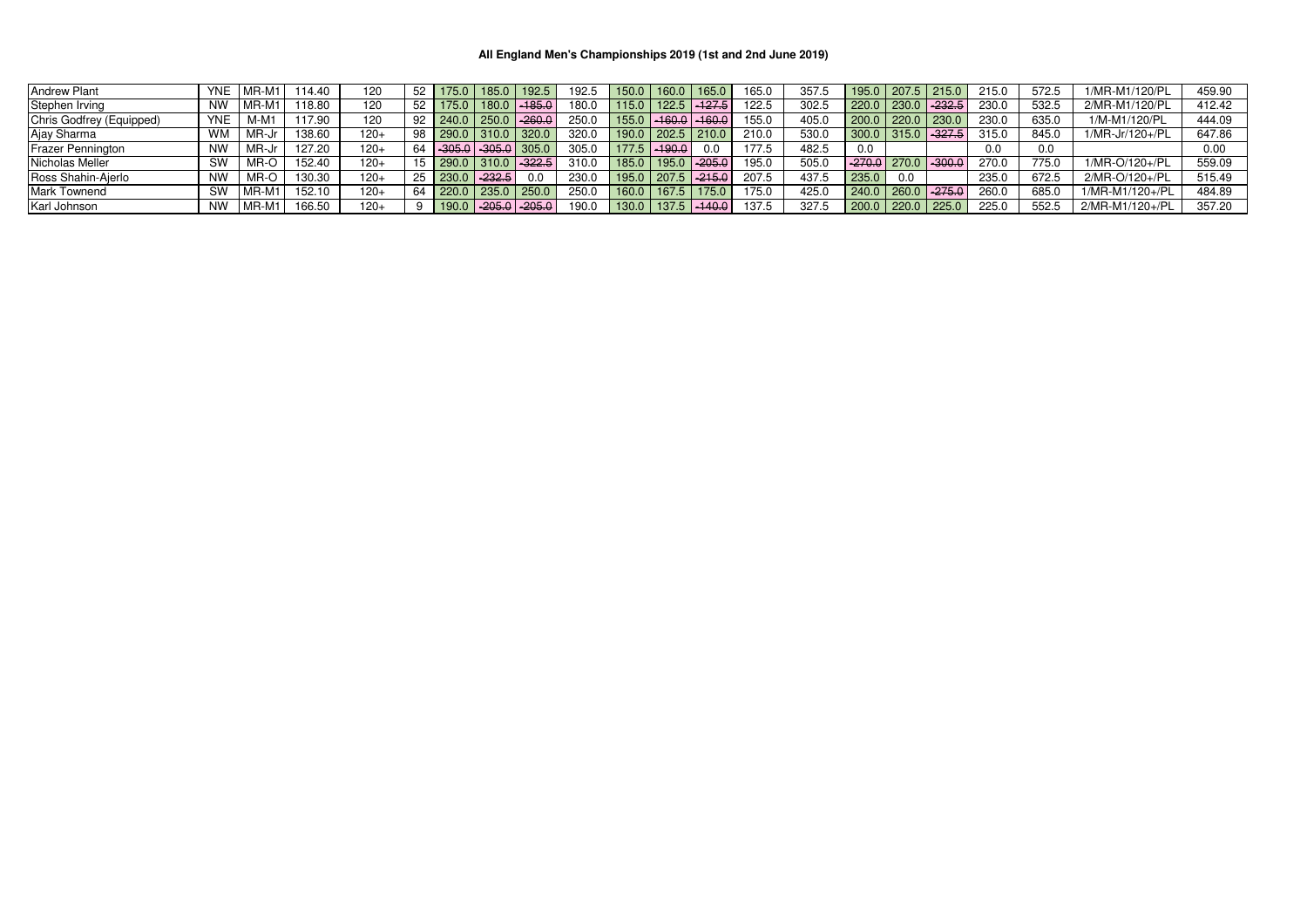# All England Men's Championships 2019 (1st and 2nd June 2019)

| | | | | | | | | | | | | | | | | | | | | | | | |
|---|---|---|---|---|---|---|---|---|---|---|---|---|---|---|---|---|---|---|---|---|---|---|---|
| Andrew Plant | YNE | MR-M1 | 114.40 | 120 | 52 | 175.0 | 185.0 | 192.5 | 192.5 | 150.0 | 160.0 | 165.0 | 165.0 | 357.5 | 195.0 | 207.5 | 215.0 | 215.0 | 572.5 | 1/MR-M1/120/PL | 459.90 |
| Stephen Irving | NW | MR-M1 | 118.80 | 120 | 52 | 175.0 | 180.0 | -185.0 | 180.0 | 115.0 | 122.5 | -127.5 | 122.5 | 302.5 | 220.0 | 230.0 | -232.5 | 230.0 | 532.5 | 2/MR-M1/120/PL | 412.42 |
| Chris Godfrey (Equipped) | YNE | M-M1 | 117.90 | 120 | 92 | 240.0 | 250.0 | -260.0 | 250.0 | 155.0 | -160.0 | -160.0 | 155.0 | 405.0 | 200.0 | 220.0 | 230.0 | 230.0 | 635.0 | 1/M-M1/120/PL | 444.09 |
| Ajay Sharma | WM | MR-Jr | 138.60 | 120+ | 98 | 290.0 | 310.0 | 320.0 | 320.0 | 190.0 | 202.5 | 210.0 | 210.0 | 530.0 | 300.0 | 315.0 | -327.5 | 315.0 | 845.0 | 1/MR-Jr/120+/PL | 647.86 |
| Frazer Pennington | NW | MR-Jr | 127.20 | 120+ | 64 | -305.0 | -305.0 | 305.0 | 305.0 | 177.5 | -190.0 | 0.0 | 177.5 | 482.5 | 0.0 | | | 0.0 | 0.0 | | 0.00 |
| Nicholas Meller | SW | MR-O | 152.40 | 120+ | 15 | 290.0 | 310.0 | -322.5 | 310.0 | 185.0 | 195.0 | -205.0 | 195.0 | 505.0 | -270.0 | 270.0 | -300.0 | 270.0 | 775.0 | 1/MR-O/120+/PL | 559.09 |
| Ross Shahin-Ajerlo | NW | MR-O | 130.30 | 120+ | 25 | 230.0 | -232.5 | 0.0 | 230.0 | 195.0 | 207.5 | -215.0 | 207.5 | 437.5 | 235.0 | 0.0 | | 235.0 | 672.5 | 2/MR-O/120+/PL | 515.49 |
| Mark Townend | SW | MR-M1 | 152.10 | 120+ | 64 | 220.0 | 235.0 | 250.0 | 250.0 | 160.0 | 167.5 | 175.0 | 175.0 | 425.0 | 240.0 | 260.0 | -275.0 | 260.0 | 685.0 | 1/MR-M1/120+/PL | 484.89 |
| Karl Johnson | NW | MR-M1 | 166.50 | 120+ | 9 | 190.0 | -205.0 | -205.0 | 190.0 | 130.0 | 137.5 | -140.0 | 137.5 | 327.5 | 200.0 | 220.0 | 225.0 | 225.0 | 552.5 | 2/MR-M1/120+/PL | 357.20 |